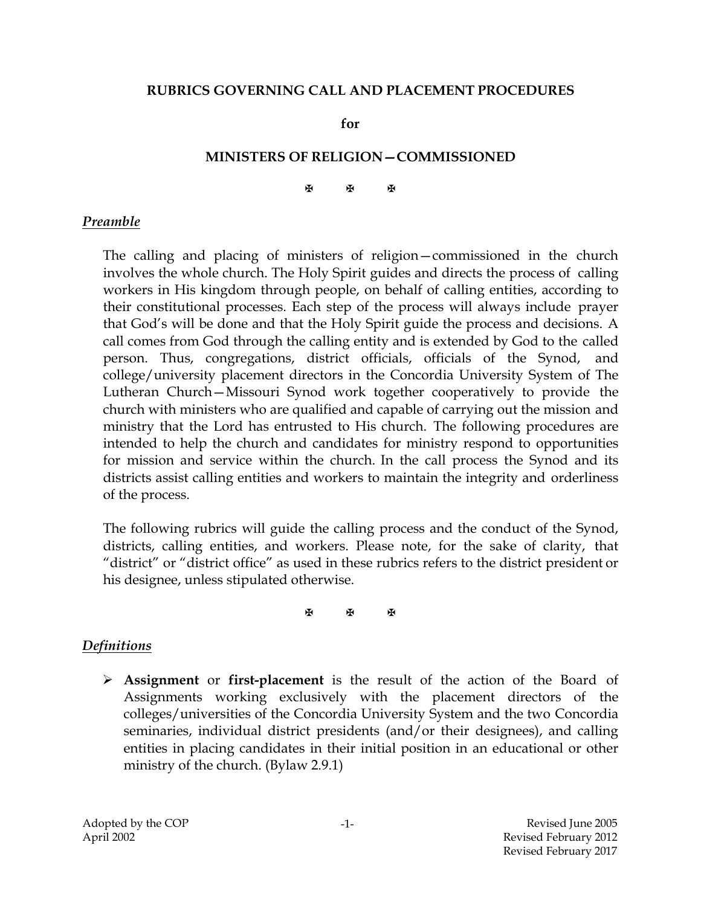# RUBRICS GOVERNING CALL AND PLACEMENT PROCEDURES

**for**

## MINISTERS OF RELIGION—COMMISSIONED

✠ ✠ ✠

### ***Preamble***

The calling and placing of ministers of religion—commissioned in the church involves the whole church. The Holy Spirit guides and directs the process of calling workers in His kingdom through people, on behalf of calling entities, according to their constitutional processes. Each step of the process will always include prayer that God's will be done and that the Holy Spirit guide the process and decisions. A call comes from God through the calling entity and is extended by God to the called person. Thus, congregations, district officials, officials of the Synod, and college/university placement directors in the Concordia University System of The Lutheran Church—Missouri Synod work together cooperatively to provide the church with ministers who are qualified and capable of carrying out the mission and ministry that the Lord has entrusted to His church. The following procedures are intended to help the church and candidates for ministry respond to opportunities for mission and service within the church. In the call process the Synod and its districts assist calling entities and workers to maintain the integrity and orderliness of the process.

The following rubrics will guide the calling process and the conduct of the Synod, districts, calling entities, and workers. Please note, for the sake of clarity, that "district" or "district office" as used in these rubrics refers to the district president or his designee, unless stipulated otherwise.

✠ ✠ ✠

### ***Definitions***

- **Assignment** or **first-placement** is the result of the action of the Board of Assignments working exclusively with the placement directors of the colleges/universities of the Concordia University System and the two Concordia seminaries, individual district presidents (and/or their designees), and calling entities in placing candidates in their initial position in an educational or other ministry of the church. (Bylaw 2.9.1)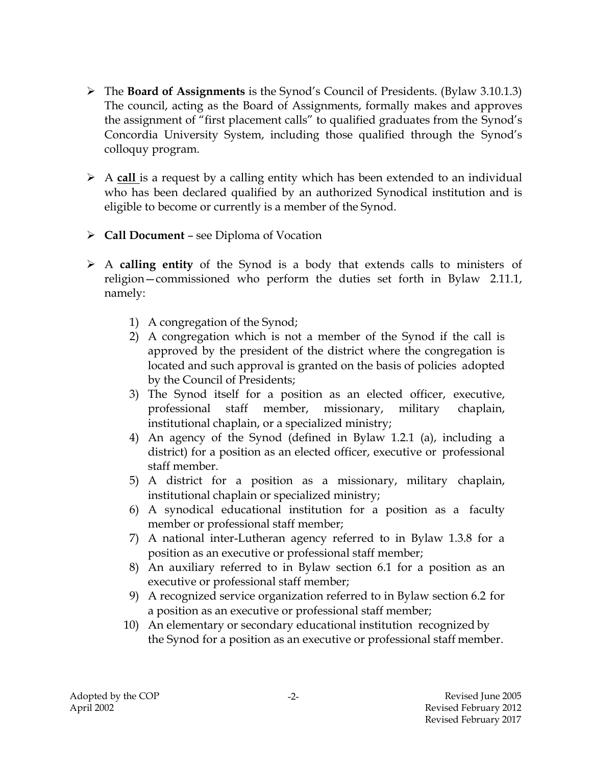- The **Board of Assignments** is the Synod's Council of Presidents. (Bylaw 3.10.1.3) The council, acting as the Board of Assignments, formally makes and approves the assignment of "first placement calls" to qualified graduates from the Synod's Concordia University System, including those qualified through the Synod's colloquy program.

- A **call** is a request by a calling entity which has been extended to an individual who has been declared qualified by an authorized Synodical institution and is eligible to become or currently is a member of the Synod.

- **Call Document** – see Diploma of Vocation

- A **calling entity** of the Synod is a body that extends calls to ministers of religion—commissioned who perform the duties set forth in Bylaw 2.11.1, namely:

  1) A congregation of the Synod;
  2) A congregation which is not a member of the Synod if the call is approved by the president of the district where the congregation is located and such approval is granted on the basis of policies adopted by the Council of Presidents;
  3) The Synod itself for a position as an elected officer, executive, professional staff member, missionary, military chaplain, institutional chaplain, or a specialized ministry;
  4) An agency of the Synod (defined in Bylaw 1.2.1 (a), including a district) for a position as an elected officer, executive or professional staff member.
  5) A district for a position as a missionary, military chaplain, institutional chaplain or specialized ministry;
  6) A synodical educational institution for a position as a faculty member or professional staff member;
  7) A national inter-Lutheran agency referred to in Bylaw 1.3.8 for a position as an executive or professional staff member;
  8) An auxiliary referred to in Bylaw section 6.1 for a position as an executive or professional staff member;
  9) A recognized service organization referred to in Bylaw section 6.2 for a position as an executive or professional staff member;
  10) An elementary or secondary educational institution recognized by the Synod for a position as an executive or professional staff member.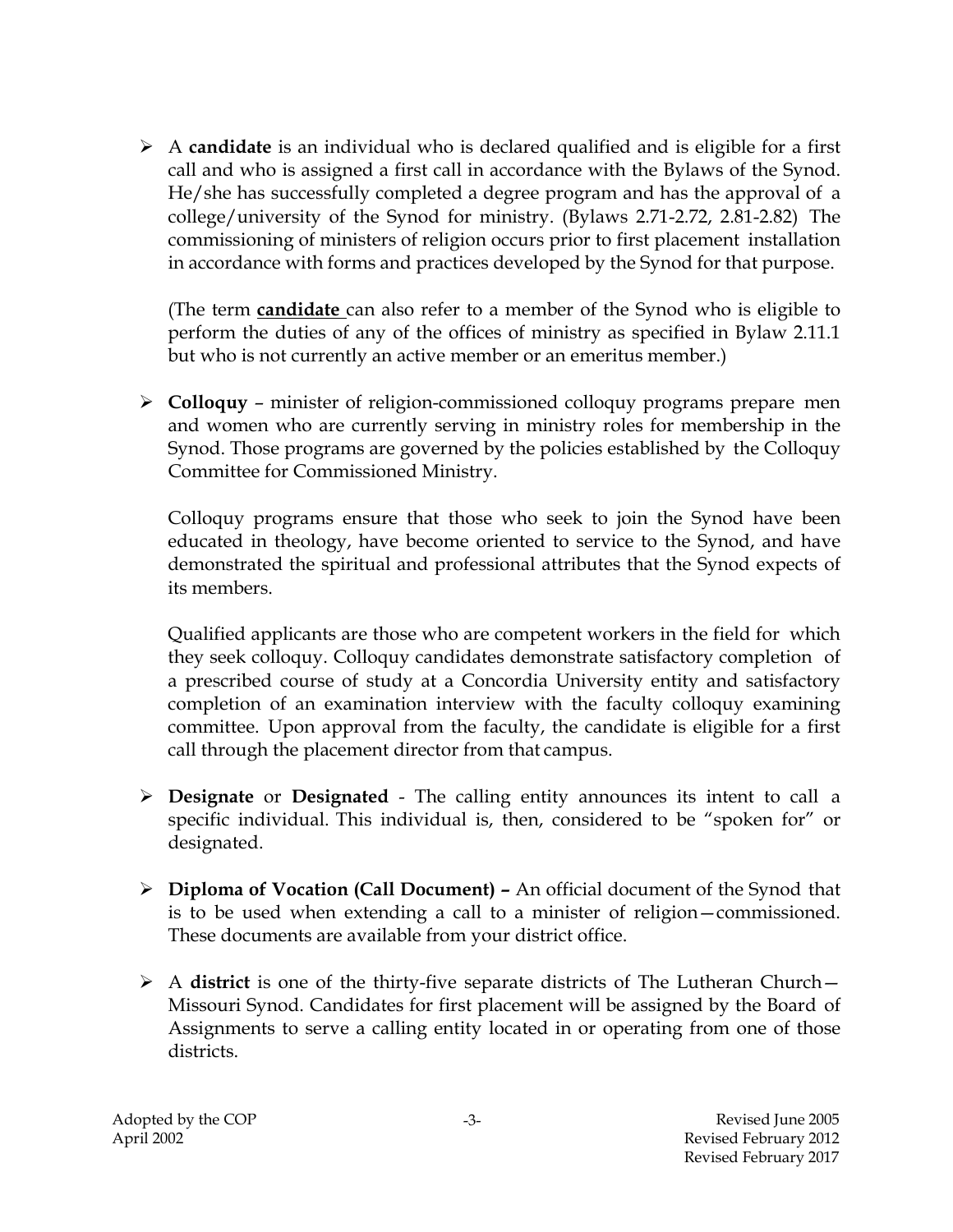- A **candidate** is an individual who is declared qualified and is eligible for a first call and who is assigned a first call in accordance with the Bylaws of the Synod. He/she has successfully completed a degree program and has the approval of a college/university of the Synod for ministry. (Bylaws 2.71-2.72, 2.81-2.82) The commissioning of ministers of religion occurs prior to first placement installation in accordance with forms and practices developed by the Synod for that purpose.

  (The term **candidate** can also refer to a member of the Synod who is eligible to perform the duties of any of the offices of ministry as specified in Bylaw 2.11.1 but who is not currently an active member or an emeritus member.)

- **Colloquy** – minister of religion-commissioned colloquy programs prepare men and women who are currently serving in ministry roles for membership in the Synod. Those programs are governed by the policies established by the Colloquy Committee for Commissioned Ministry.

  Colloquy programs ensure that those who seek to join the Synod have been educated in theology, have become oriented to service to the Synod, and have demonstrated the spiritual and professional attributes that the Synod expects of its members.

  Qualified applicants are those who are competent workers in the field for which they seek colloquy. Colloquy candidates demonstrate satisfactory completion of a prescribed course of study at a Concordia University entity and satisfactory completion of an examination interview with the faculty colloquy examining committee. Upon approval from the faculty, the candidate is eligible for a first call through the placement director from that campus.

- **Designate** or **Designated** - The calling entity announces its intent to call a specific individual. This individual is, then, considered to be "spoken for" or designated.

- **Diploma of Vocation (Call Document) –** An official document of the Synod that is to be used when extending a call to a minister of religion—commissioned. These documents are available from your district office.

- A **district** is one of the thirty-five separate districts of The Lutheran Church—Missouri Synod. Candidates for first placement will be assigned by the Board of Assignments to serve a calling entity located in or operating from one of those districts.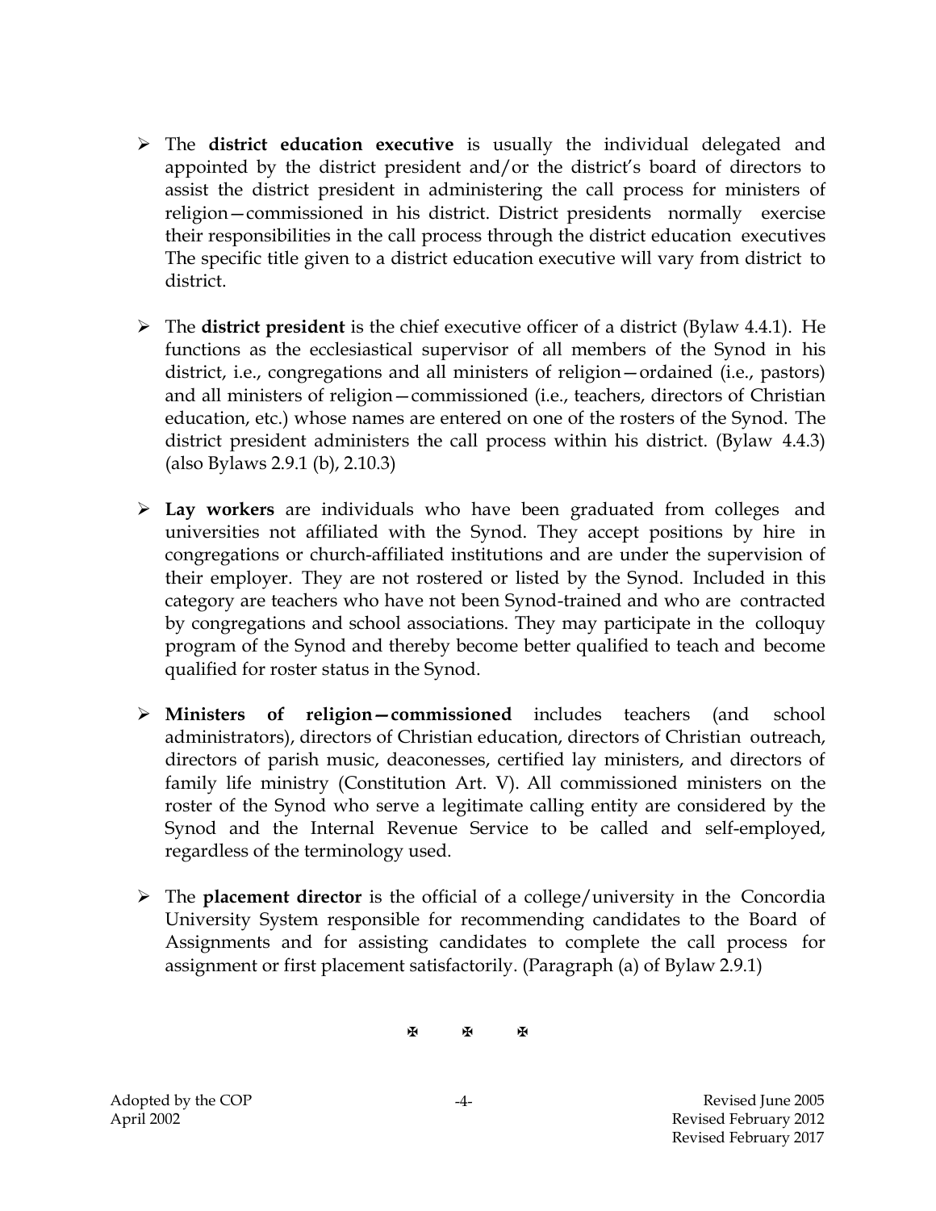- The **district education executive** is usually the individual delegated and appointed by the district president and/or the district's board of directors to assist the district president in administering the call process for ministers of religion—commissioned in his district. District presidents normally exercise their responsibilities in the call process through the district education executives The specific title given to a district education executive will vary from district to district.

- The **district president** is the chief executive officer of a district (Bylaw 4.4.1). He functions as the ecclesiastical supervisor of all members of the Synod in his district, i.e., congregations and all ministers of religion—ordained (i.e., pastors) and all ministers of religion—commissioned (i.e., teachers, directors of Christian education, etc.) whose names are entered on one of the rosters of the Synod. The district president administers the call process within his district. (Bylaw 4.4.3) (also Bylaws 2.9.1 (b), 2.10.3)

- **Lay workers** are individuals who have been graduated from colleges and universities not affiliated with the Synod. They accept positions by hire in congregations or church-affiliated institutions and are under the supervision of their employer. They are not rostered or listed by the Synod. Included in this category are teachers who have not been Synod-trained and who are contracted by congregations and school associations. They may participate in the colloquy program of the Synod and thereby become better qualified to teach and become qualified for roster status in the Synod.

- **Ministers of religion—commissioned** includes teachers (and school administrators), directors of Christian education, directors of Christian outreach, directors of parish music, deaconesses, certified lay ministers, and directors of family life ministry (Constitution Art. V). All commissioned ministers on the roster of the Synod who serve a legitimate calling entity are considered by the Synod and the Internal Revenue Service to be called and self-employed, regardless of the terminology used.

- The **placement director** is the official of a college/university in the Concordia University System responsible for recommending candidates to the Board of Assignments and for assisting candidates to complete the call process for assignment or first placement satisfactorily. (Paragraph (a) of Bylaw 2.9.1)

✠ ✠ ✠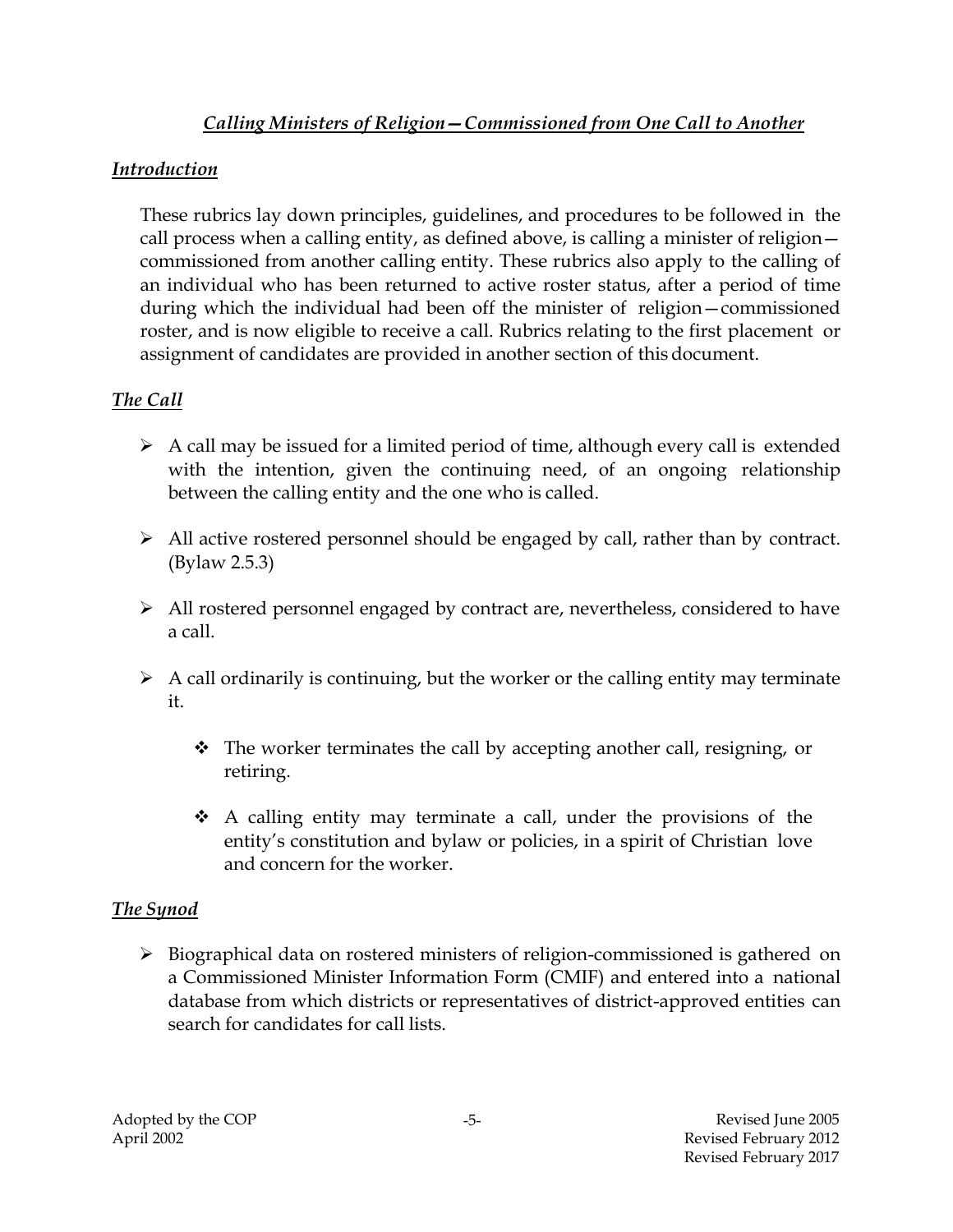## *Calling Ministers of Religion—Commissioned from One Call to Another*

### *Introduction*

These rubrics lay down principles, guidelines, and procedures to be followed in the call process when a calling entity, as defined above, is calling a minister of religion—commissioned from another calling entity. These rubrics also apply to the calling of an individual who has been returned to active roster status, after a period of time during which the individual had been off the minister of religion—commissioned roster, and is now eligible to receive a call. Rubrics relating to the first placement or assignment of candidates are provided in another section of this document.

### *The Call*

- A call may be issued for a limited period of time, although every call is extended with the intention, given the continuing need, of an ongoing relationship between the calling entity and the one who is called.
- All active rostered personnel should be engaged by call, rather than by contract. (Bylaw 2.5.3)
- All rostered personnel engaged by contract are, nevertheless, considered to have a call.
- A call ordinarily is continuing, but the worker or the calling entity may terminate it.
    - The worker terminates the call by accepting another call, resigning, or retiring.
    - A calling entity may terminate a call, under the provisions of the entity's constitution and bylaw or policies, in a spirit of Christian love and concern for the worker.

### *The Synod*

- Biographical data on rostered ministers of religion-commissioned is gathered on a Commissioned Minister Information Form (CMIF) and entered into a national database from which districts or representatives of district-approved entities can search for candidates for call lists.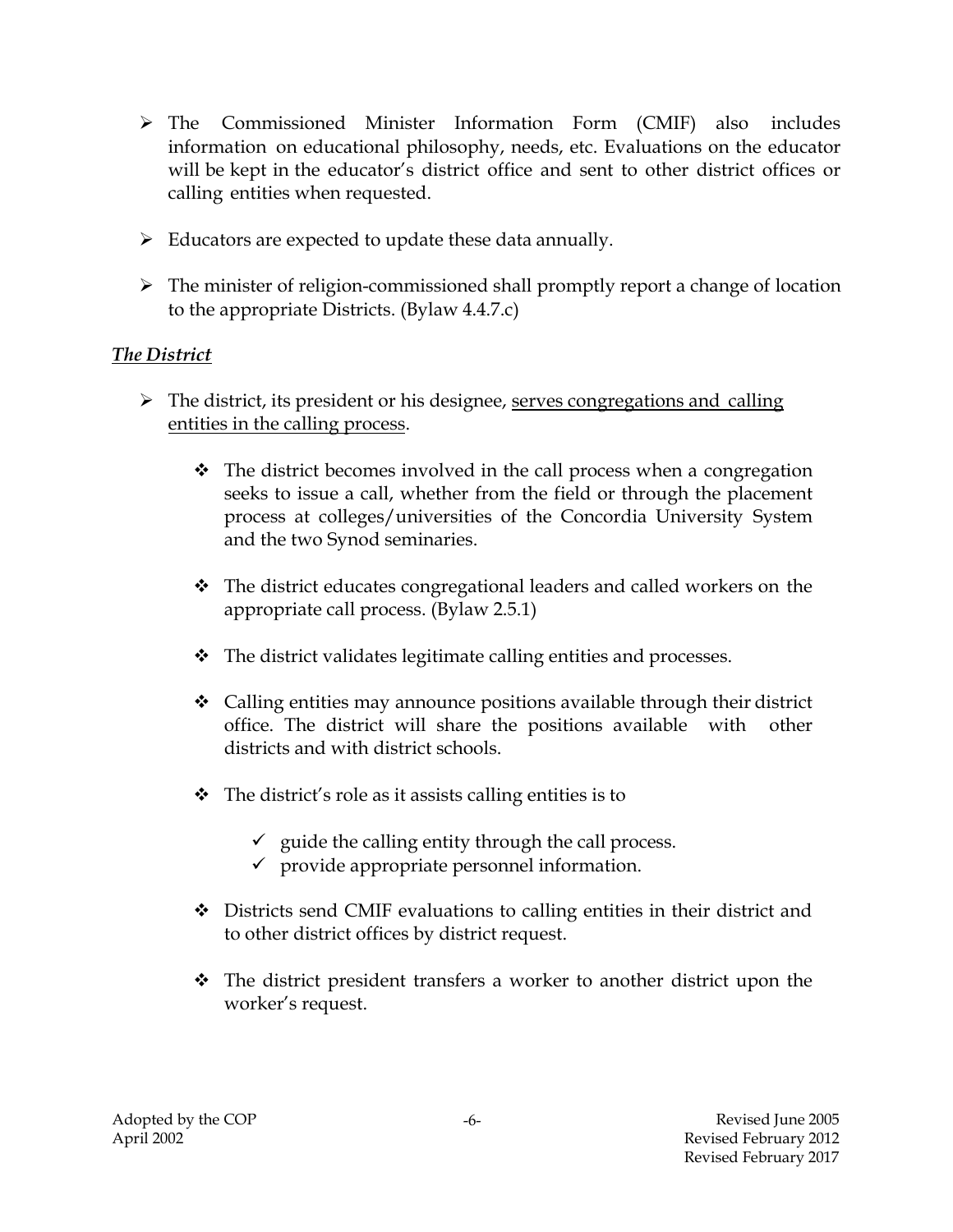- The Commissioned Minister Information Form (CMIF) also includes information on educational philosophy, needs, etc. Evaluations on the educator will be kept in the educator's district office and sent to other district offices or calling entities when requested.

- Educators are expected to update these data annually.

- The minister of religion-commissioned shall promptly report a change of location to the appropriate Districts. (Bylaw 4.4.7.c)

***The District***

- The district, its president or his designee, <u>serves congregations and calling entities in the calling process</u>.

  - The district becomes involved in the call process when a congregation seeks to issue a call, whether from the field or through the placement process at colleges/universities of the Concordia University System and the two Synod seminaries.

  - The district educates congregational leaders and called workers on the appropriate call process. (Bylaw 2.5.1)

  - The district validates legitimate calling entities and processes.

  - Calling entities may announce positions available through their district office. The district will share the positions available with other districts and with district schools.

  - The district's role as it assists calling entities is to

    - guide the calling entity through the call process.
    - provide appropriate personnel information.

  - Districts send CMIF evaluations to calling entities in their district and to other district offices by district request.

  - The district president transfers a worker to another district upon the worker's request.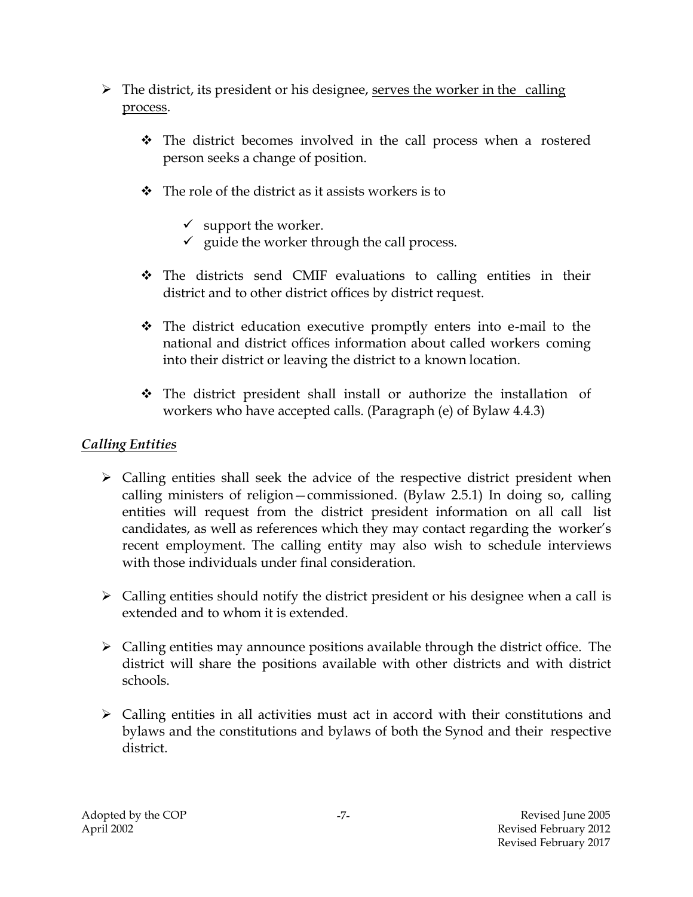- The district, its president or his designee, <u>serves the worker in the calling process</u>.

  - The district becomes involved in the call process when a rostered person seeks a change of position.

  - The role of the district as it assists workers is to

    - ✓ support the worker.
    - ✓ guide the worker through the call process.

  - The districts send CMIF evaluations to calling entities in their district and to other district offices by district request.

  - The district education executive promptly enters into e-mail to the national and district offices information about called workers coming into their district or leaving the district to a known location.

  - The district president shall install or authorize the installation of workers who have accepted calls. (Paragraph (e) of Bylaw 4.4.3)

### ***<u>Calling Entities</u>***

- Calling entities shall seek the advice of the respective district president when calling ministers of religion—commissioned. (Bylaw 2.5.1) In doing so, calling entities will request from the district president information on all call list candidates, as well as references which they may contact regarding the worker's recent employment. The calling entity may also wish to schedule interviews with those individuals under final consideration.

- Calling entities should notify the district president or his designee when a call is extended and to whom it is extended.

- Calling entities may announce positions available through the district office. The district will share the positions available with other districts and with district schools.

- Calling entities in all activities must act in accord with their constitutions and bylaws and the constitutions and bylaws of both the Synod and their respective district.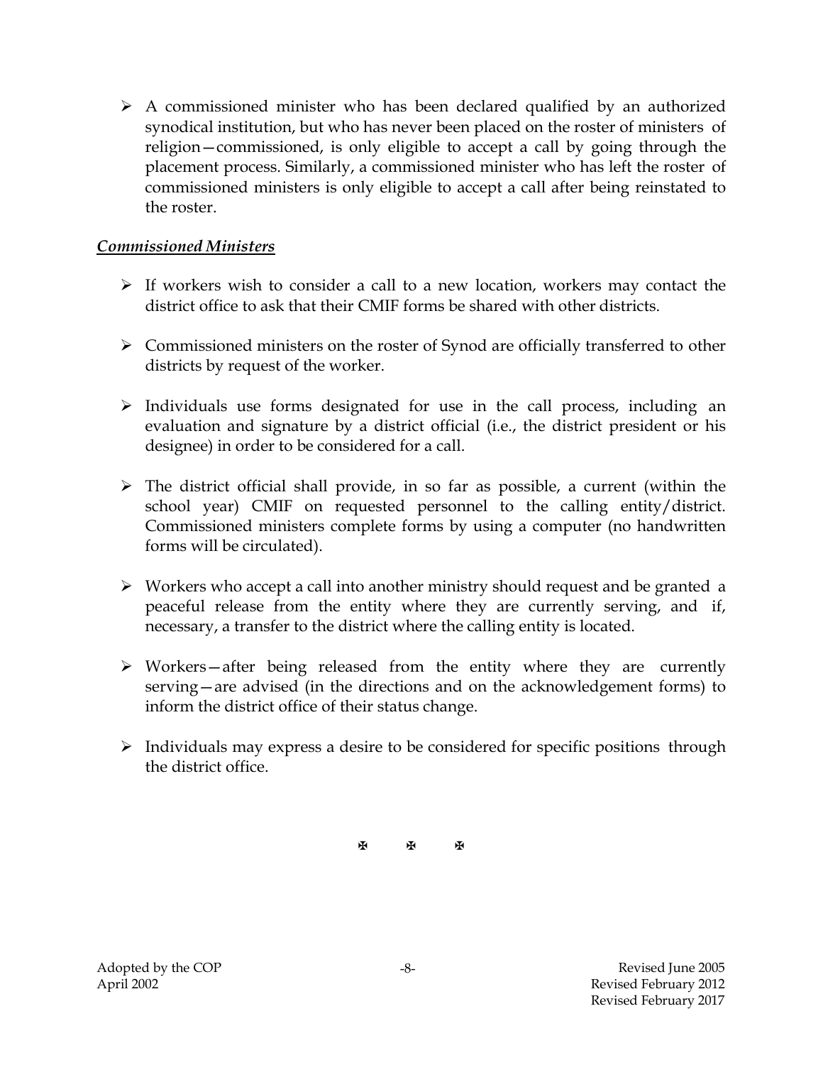- A commissioned minister who has been declared qualified by an authorized synodical institution, but who has never been placed on the roster of ministers of religion—commissioned, is only eligible to accept a call by going through the placement process. Similarly, a commissioned minister who has left the roster of commissioned ministers is only eligible to accept a call after being reinstated to the roster.

***Commissioned Ministers***

- If workers wish to consider a call to a new location, workers may contact the district office to ask that their CMIF forms be shared with other districts.

- Commissioned ministers on the roster of Synod are officially transferred to other districts by request of the worker.

- Individuals use forms designated for use in the call process, including an evaluation and signature by a district official (i.e., the district president or his designee) in order to be considered for a call.

- The district official shall provide, in so far as possible, a current (within the school year) CMIF on requested personnel to the calling entity/district. Commissioned ministers complete forms by using a computer (no handwritten forms will be circulated).

- Workers who accept a call into another ministry should request and be granted a peaceful release from the entity where they are currently serving, and if, necessary, a transfer to the district where the calling entity is located.

- Workers—after being released from the entity where they are currently serving—are advised (in the directions and on the acknowledgement forms) to inform the district office of their status change.

- Individuals may express a desire to be considered for specific positions through the district office.

✠ ✠ ✠

Adopted by the COP
April 2002

Revised June 2005
Revised February 2012
Revised February 2017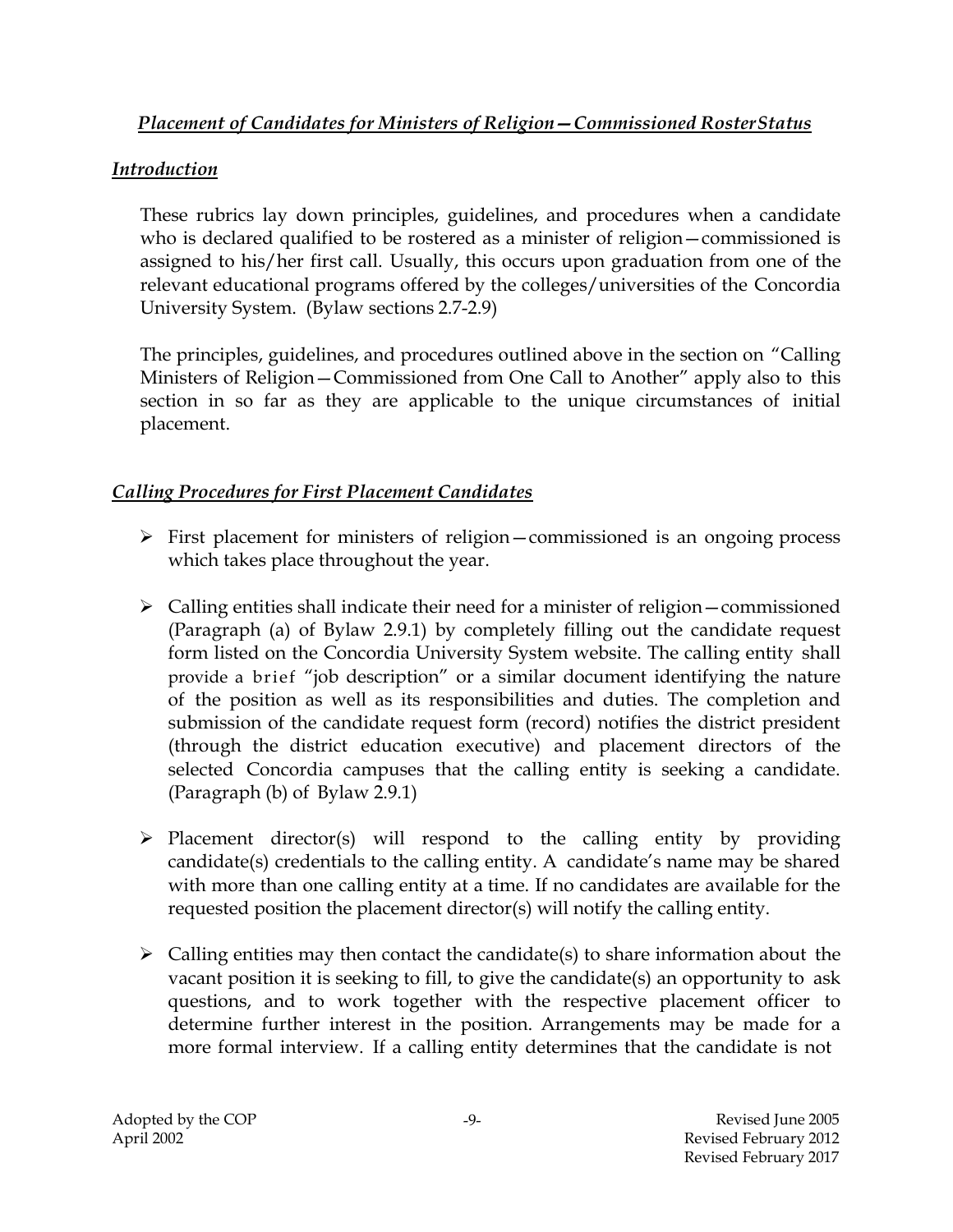## *Placement of Candidates for Ministers of Religion—Commissioned Roster Status*

### *Introduction*

These rubrics lay down principles, guidelines, and procedures when a candidate who is declared qualified to be rostered as a minister of religion—commissioned is assigned to his/her first call. Usually, this occurs upon graduation from one of the relevant educational programs offered by the colleges/universities of the Concordia University System. (Bylaw sections 2.7-2.9)

The principles, guidelines, and procedures outlined above in the section on "Calling Ministers of Religion—Commissioned from One Call to Another" apply also to this section in so far as they are applicable to the unique circumstances of initial placement.

### *Calling Procedures for First Placement Candidates*

- First placement for ministers of religion—commissioned is an ongoing process which takes place throughout the year.
- Calling entities shall indicate their need for a minister of religion—commissioned (Paragraph (a) of Bylaw 2.9.1) by completely filling out the candidate request form listed on the Concordia University System website. The calling entity shall provide a brief "job description" or a similar document identifying the nature of the position as well as its responsibilities and duties. The completion and submission of the candidate request form (record) notifies the district president (through the district education executive) and placement directors of the selected Concordia campuses that the calling entity is seeking a candidate. (Paragraph (b) of Bylaw 2.9.1)
- Placement director(s) will respond to the calling entity by providing candidate(s) credentials to the calling entity. A candidate's name may be shared with more than one calling entity at a time. If no candidates are available for the requested position the placement director(s) will notify the calling entity.
- Calling entities may then contact the candidate(s) to share information about the vacant position it is seeking to fill, to give the candidate(s) an opportunity to ask questions, and to work together with the respective placement officer to determine further interest in the position. Arrangements may be made for a more formal interview. If a calling entity determines that the candidate is not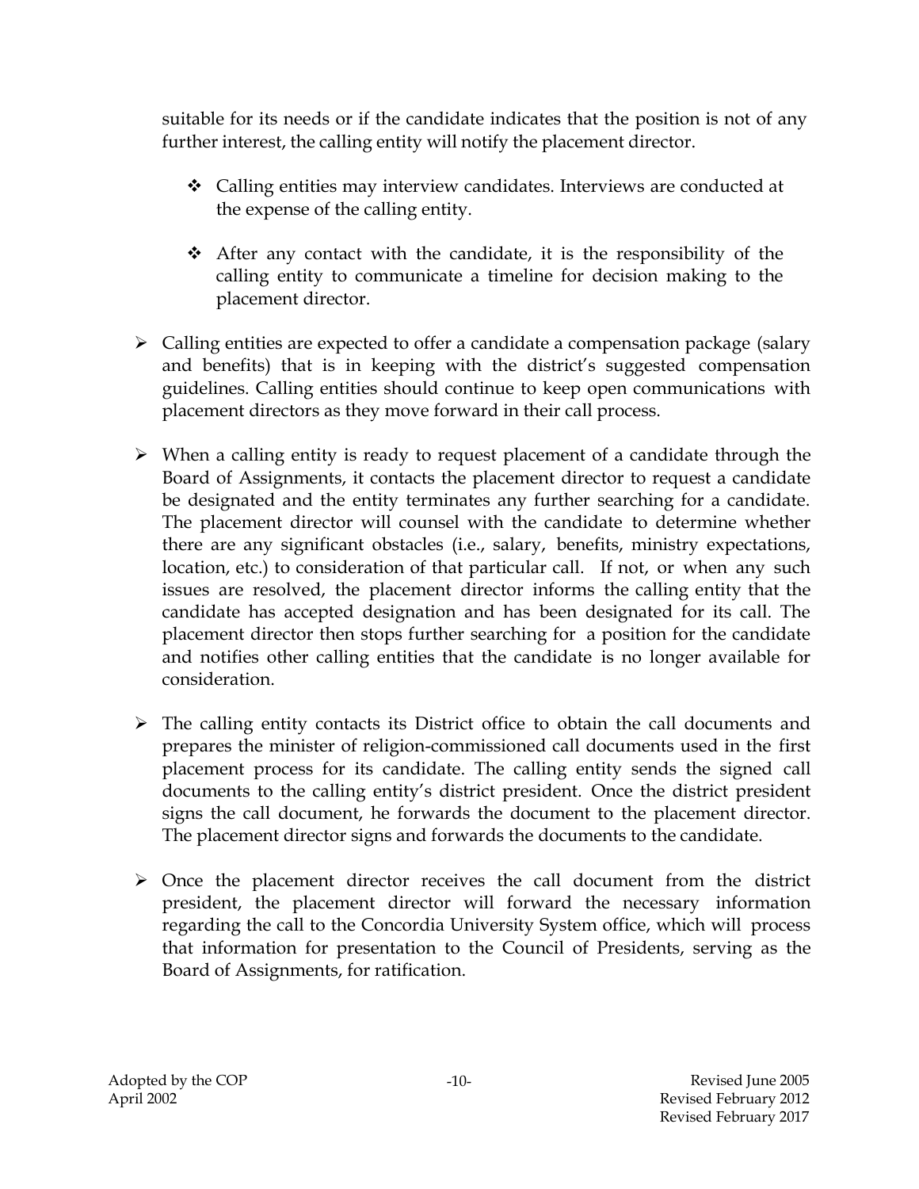suitable for its needs or if the candidate indicates that the position is not of any further interest, the calling entity will notify the placement director.

- Calling entities may interview candidates. Interviews are conducted at the expense of the calling entity.

- After any contact with the candidate, it is the responsibility of the calling entity to communicate a timeline for decision making to the placement director.

- Calling entities are expected to offer a candidate a compensation package (salary and benefits) that is in keeping with the district's suggested compensation guidelines. Calling entities should continue to keep open communications with placement directors as they move forward in their call process.

- When a calling entity is ready to request placement of a candidate through the Board of Assignments, it contacts the placement director to request a candidate be designated and the entity terminates any further searching for a candidate. The placement director will counsel with the candidate to determine whether there are any significant obstacles (i.e., salary, benefits, ministry expectations, location, etc.) to consideration of that particular call. If not, or when any such issues are resolved, the placement director informs the calling entity that the candidate has accepted designation and has been designated for its call. The placement director then stops further searching for a position for the candidate and notifies other calling entities that the candidate is no longer available for consideration.

- The calling entity contacts its District office to obtain the call documents and prepares the minister of religion-commissioned call documents used in the first placement process for its candidate. The calling entity sends the signed call documents to the calling entity's district president. Once the district president signs the call document, he forwards the document to the placement director. The placement director signs and forwards the documents to the candidate.

- Once the placement director receives the call document from the district president, the placement director will forward the necessary information regarding the call to the Concordia University System office, which will process that information for presentation to the Council of Presidents, serving as the Board of Assignments, for ratification.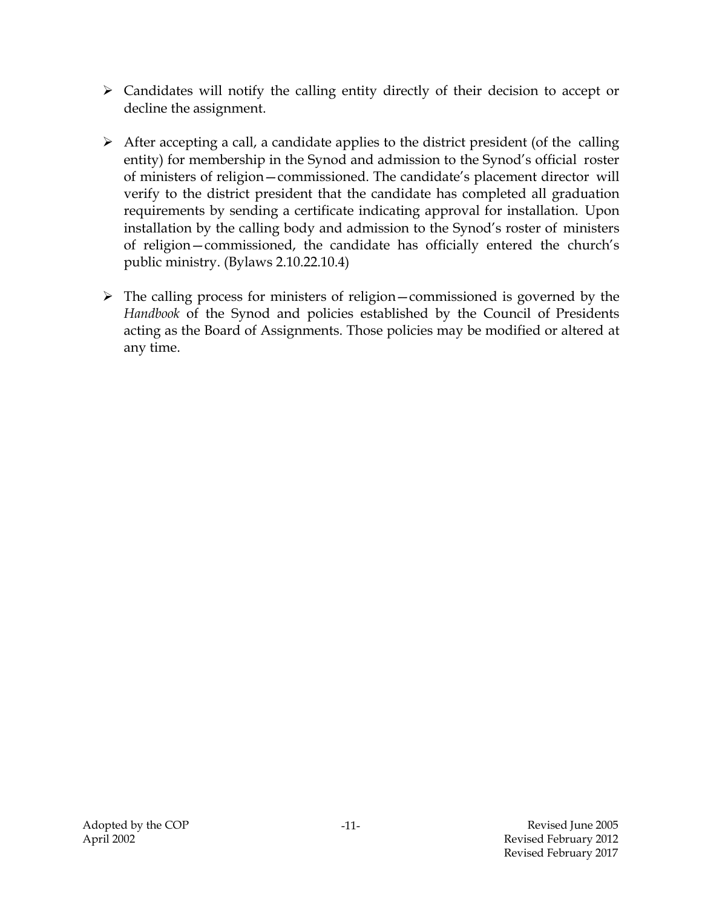- Candidates will notify the calling entity directly of their decision to accept or decline the assignment.

- After accepting a call, a candidate applies to the district president (of the calling entity) for membership in the Synod and admission to the Synod's official roster of ministers of religion—commissioned. The candidate's placement director will verify to the district president that the candidate has completed all graduation requirements by sending a certificate indicating approval for installation. Upon installation by the calling body and admission to the Synod's roster of ministers of religion—commissioned, the candidate has officially entered the church's public ministry. (Bylaws 2.10.22.10.4)

- The calling process for ministers of religion—commissioned is governed by the *Handbook* of the Synod and policies established by the Council of Presidents acting as the Board of Assignments. Those policies may be modified or altered at any time.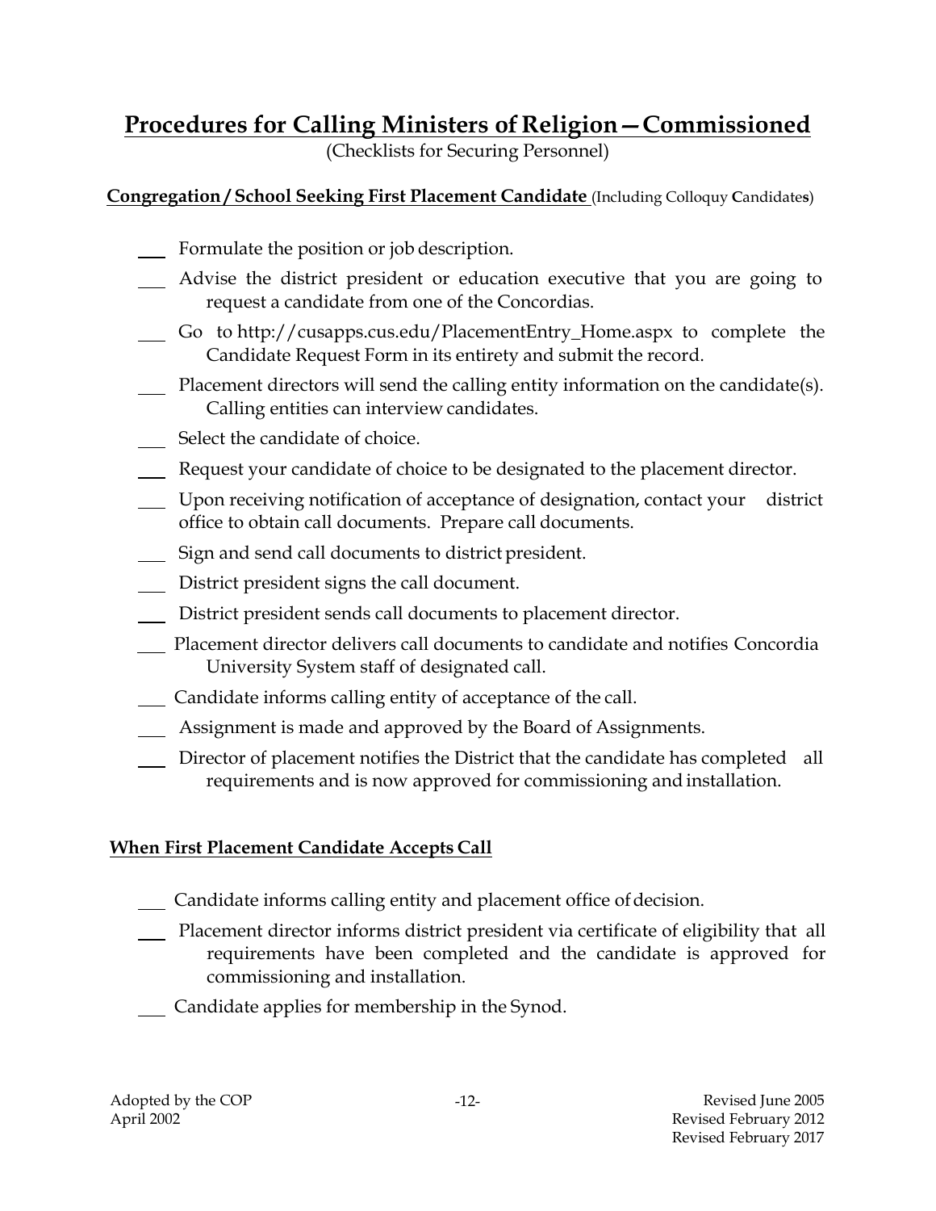# Procedures for Calling Ministers of Religion—Commissioned

(Checklists for Securing Personnel)

**Congregation / School Seeking First Placement Candidate** (Including Colloquy Candidates)

- ___ Formulate the position or job description.
- ___ Advise the district president or education executive that you are going to request a candidate from one of the Concordias.
- ___ Go to http://cusapps.cus.edu/PlacementEntry_Home.aspx to complete the Candidate Request Form in its entirety and submit the record.
- ___ Placement directors will send the calling entity information on the candidate(s). Calling entities can interview candidates.
- ___ Select the candidate of choice.
- ___ Request your candidate of choice to be designated to the placement director.
- ___ Upon receiving notification of acceptance of designation, contact your district office to obtain call documents. Prepare call documents.
- ___ Sign and send call documents to district president.
- ___ District president signs the call document.
- ___ District president sends call documents to placement director.
- ___ Placement director delivers call documents to candidate and notifies Concordia University System staff of designated call.
- ___ Candidate informs calling entity of acceptance of the call.
- ___ Assignment is made and approved by the Board of Assignments.
- ___ Director of placement notifies the District that the candidate has completed all requirements and is now approved for commissioning and installation.

**When First Placement Candidate Accepts Call**

- ___ Candidate informs calling entity and placement office of decision.
- ___ Placement director informs district president via certificate of eligibility that all requirements have been completed and the candidate is approved for commissioning and installation.
- ___ Candidate applies for membership in the Synod.

Adopted by the COP April 2002 | Revised June 2005 | Revised February 2012 | Revised February 2017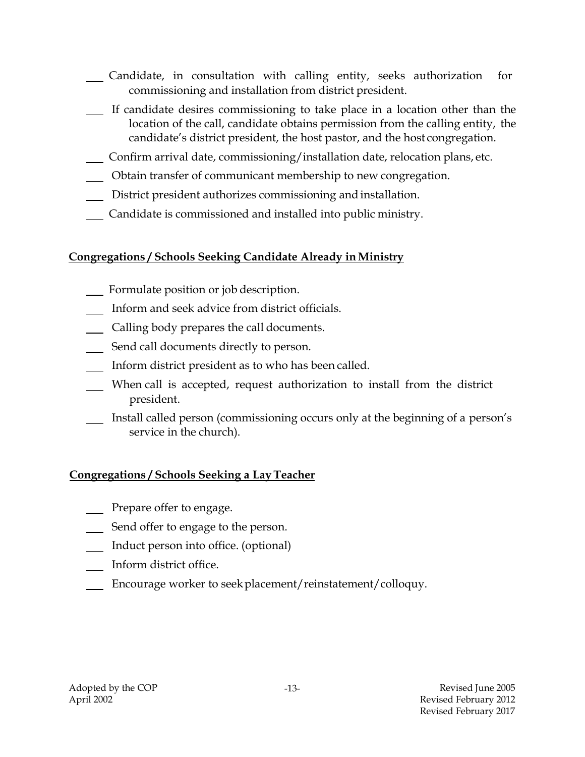___ Candidate, in consultation with calling entity, seeks authorization for commissioning and installation from district president.

___ If candidate desires commissioning to take place in a location other than the location of the call, candidate obtains permission from the calling entity, the candidate's district president, the host pastor, and the host congregation.

___ Confirm arrival date, commissioning/installation date, relocation plans, etc.

___ Obtain transfer of communicant membership to new congregation.

___ District president authorizes commissioning and installation.

___ Candidate is commissioned and installed into public ministry.

**<u>Congregations / Schools Seeking Candidate Already in Ministry</u>**

___ Formulate position or job description.

___ Inform and seek advice from district officials.

___ Calling body prepares the call documents.

___ Send call documents directly to person.

___ Inform district president as to who has been called.

___ When call is accepted, request authorization to install from the district president.

___ Install called person (commissioning occurs only at the beginning of a person's service in the church).

**<u>Congregations / Schools Seeking a Lay Teacher</u>**

___ Prepare offer to engage.

___ Send offer to engage to the person.

___ Induct person into office. (optional)

___ Inform district office.

___ Encourage worker to seek placement/reinstatement/colloquy.

Adopted by the COP
April 2002

Revised June 2005
Revised February 2012
Revised February 2017